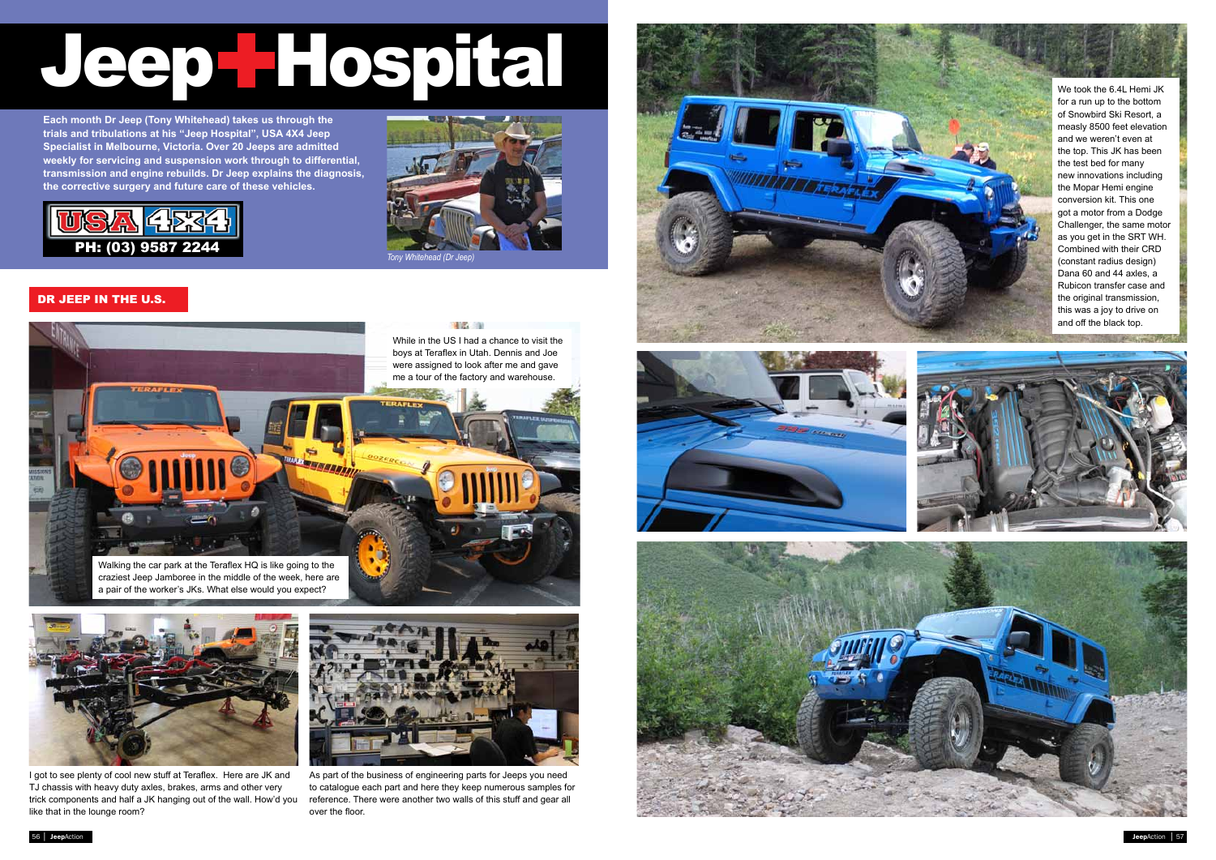# Jeep Hospital

**Each month Dr Jeep (Tony Whitehead) takes us through the trials and tribulations at his "Jeep Hospital", USA 4X4 Jeep Specialist in Melbourne, Victoria. Over 20 Jeeps are admitted weekly for servicing and suspension work through to differential, transmission and engine rebuilds. Dr Jeep explains the diagnosis, the corrective surgery and future care of these vehicles.**

USA 4X4

PH: (03) 9587 2244

*Tony Whitehead (Dr Jeep)*

## DR JEEP IN THE U.S.

While in the US I had a chance to visit the boys at Teraflex in Utah. Dennis and Joe were assigned to look after me and gave me a tour of the factory and warehouse.

Walking the car park at the Teraflex HQ is like going to the craziest Jeep Jamboree in the middle of the week, here are a pair of the worker's JKs. What else would you expect?

I got to see plenty of cool new stuff at Teraflex. Here are JK and TJ chassis with heavy duty axles, brakes, arms and other very trick components and half a JK hanging out of the wall. How'd you like that in the lounge room?

As part of the business of engineering parts for Jeeps you need to catalogue each part and here they keep numerous samples for reference. There were another two walls of this stuff and gear all over the floor.

We took the 6.4L Hemi JK for a run up to the bottom of Snowbird Ski Resort, a measly 8500 feet elevation and we weren't even at the top. This JK has been the test bed for many new innovations including the Mopar Hemi engine conversion kit. This one got a motor from a Dodge Challenger, the same motor as you get in the SRT WH. Combined with their CRD (constant radius design) Dana 60 and 44 axles, a Rubicon transfer case and the original transmission, this was a joy to drive on and off the black top.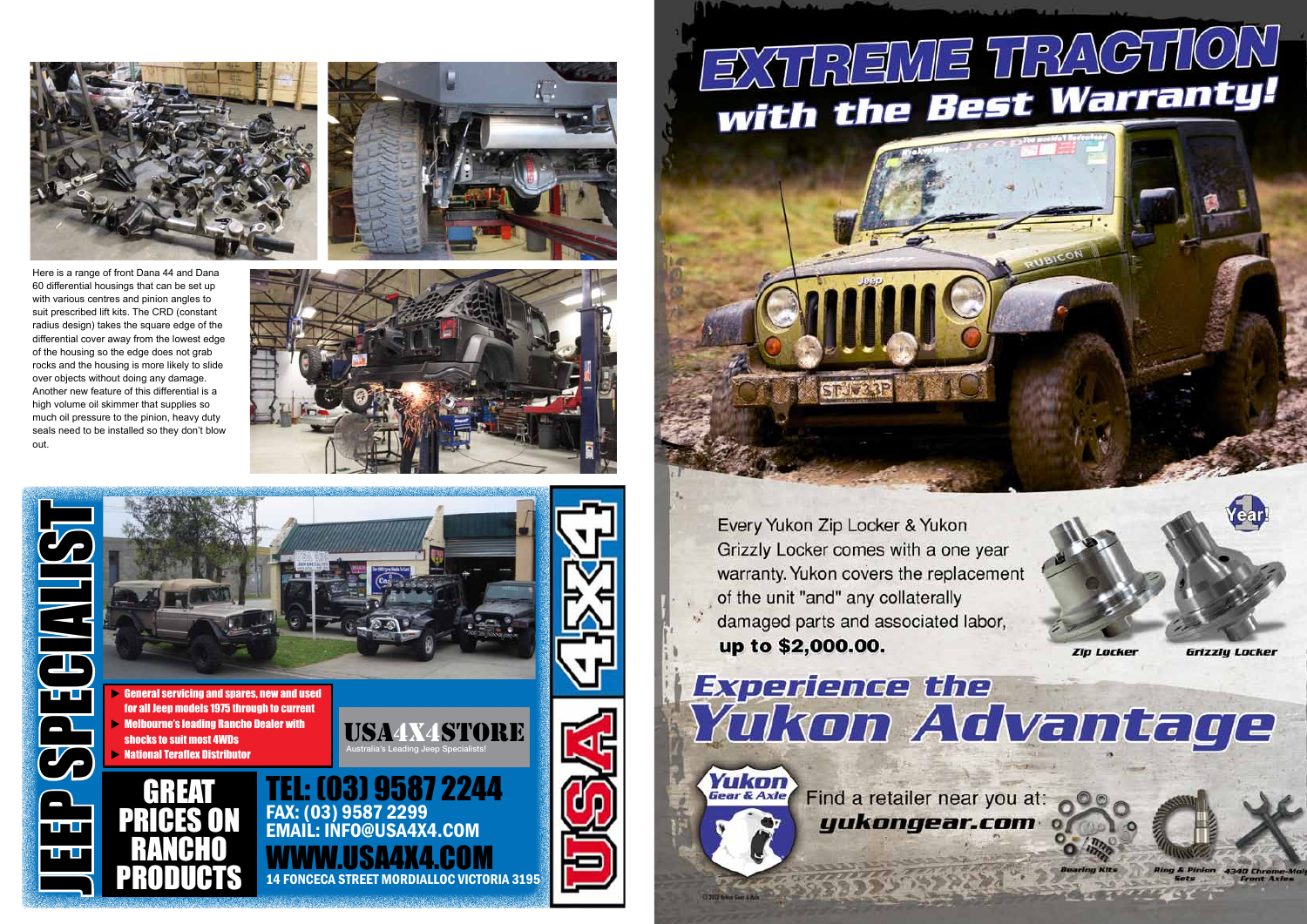Here is a range of front Dana 44 and Dana 60 differential housings that can be set up with various centres and pinion angles to suit prescribed lift kits. The CRD (constant radius design) takes the square edge of the differential cover away from the lowest edge of the housing so the edge does not grab rocks and the housing is more likely to slide over objects without doing any damage. Another new feature of this differential is a high volume oil skimmer that supplies so much oil pressure to the pinion, heavy duty seals need to be installed so they don't blow out.

# JEEP SPECIALIST

- General servicing and spares, new and used for all Jeep models 1975 through to current
- Melbourne's leading Rancho Dealer with shocks to suit most 4WDs
- National Teraflex Distributor

**USA4X4STORE**
Australia's Leading Jeep Specialists!

**GREAT PRICES ON RANCHO PRODUCTS**

**TEL: (03) 9587 2244**
**FAX: (03) 9587 2299**
**EMAIL: INFO@USA4X4.COM**
**WWW.USA4X4.COM**
**14 FONCECA STREET MORDIALLOC VICTORIA 3195**

**USA 4X4**

# EXTREME TRACTION with the Best Warranty!

Every Yukon Zip Locker & Yukon Grizzly Locker comes with a one year warranty. Yukon covers the replacement of the unit "and" any collaterally damaged parts and associated labor, **up to $2,000.00.**

1 Year!

Zip Locker

Grizzly Locker

## Experience the Yukon Advantage

Yukon Gear & Axle

Find a retailer near you at: **yukongear.com**

Bearing Kits

Ring & Pinion Sets

4340 Chrome-Moly Front Axles

© 2013 Yukon Gear & Axle